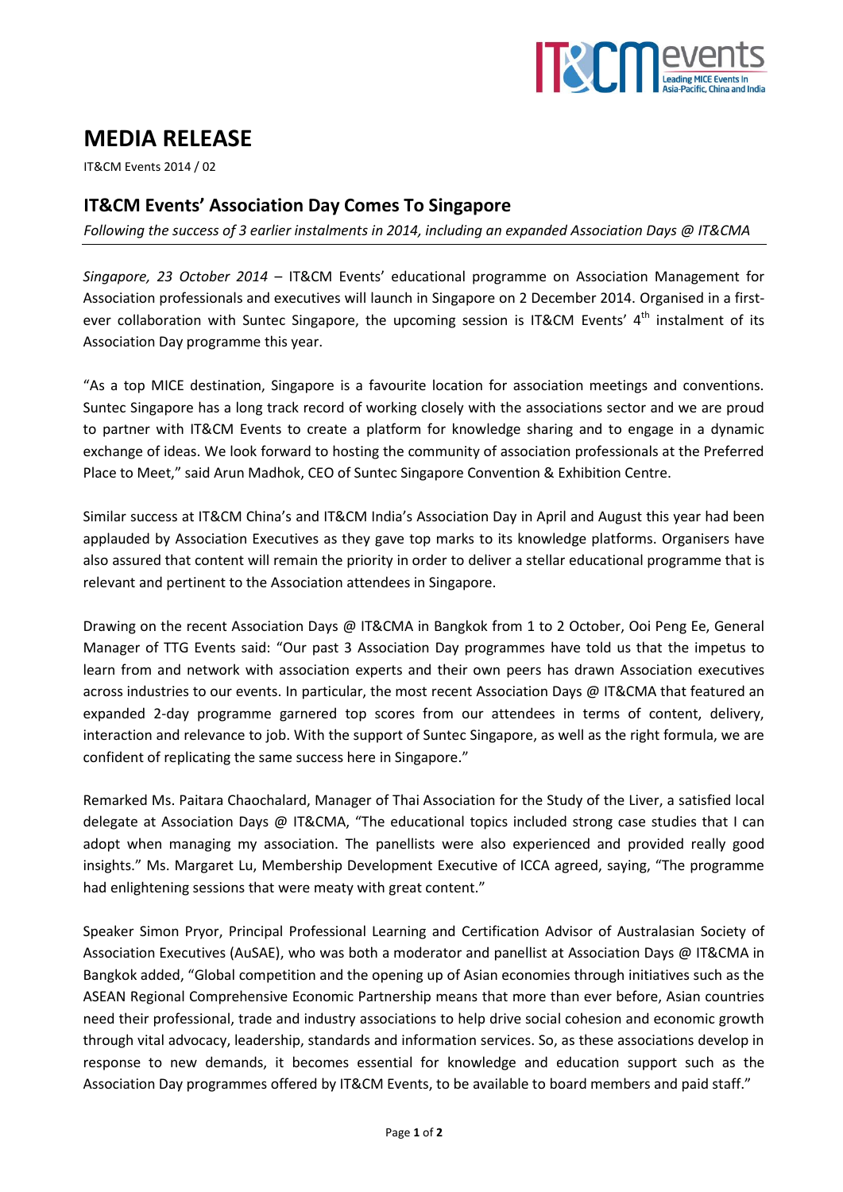// IT&CM events logo

# MEDIA RELEASE

IT&CM Events 2014 / 02

## IT&CM Events' Association Day Comes To Singapore

*Following the success of 3 earlier instalments in 2014, including an expanded Association Days @ IT&CMA*

*Singapore, 23 October 2014* – IT&CM Events' educational programme on Association Management for Association professionals and executives will launch in Singapore on 2 December 2014. Organised in a first-ever collaboration with Suntec Singapore, the upcoming session is IT&CM Events' 4th instalment of its Association Day programme this year.

"As a top MICE destination, Singapore is a favourite location for association meetings and conventions. Suntec Singapore has a long track record of working closely with the associations sector and we are proud to partner with IT&CM Events to create a platform for knowledge sharing and to engage in a dynamic exchange of ideas. We look forward to hosting the community of association professionals at the Preferred Place to Meet," said Arun Madhok, CEO of Suntec Singapore Convention & Exhibition Centre.

Similar success at IT&CM China's and IT&CM India's Association Day in April and August this year had been applauded by Association Executives as they gave top marks to its knowledge platforms. Organisers have also assured that content will remain the priority in order to deliver a stellar educational programme that is relevant and pertinent to the Association attendees in Singapore.

Drawing on the recent Association Days @ IT&CMA in Bangkok from 1 to 2 October, Ooi Peng Ee, General Manager of TTG Events said: "Our past 3 Association Day programmes have told us that the impetus to learn from and network with association experts and their own peers has drawn Association executives across industries to our events. In particular, the most recent Association Days @ IT&CMA that featured an expanded 2-day programme garnered top scores from our attendees in terms of content, delivery, interaction and relevance to job. With the support of Suntec Singapore, as well as the right formula, we are confident of replicating the same success here in Singapore."

Remarked Ms. Paitara Chaochalard, Manager of Thai Association for the Study of the Liver, a satisfied local delegate at Association Days @ IT&CMA, "The educational topics included strong case studies that I can adopt when managing my association. The panellists were also experienced and provided really good insights." Ms. Margaret Lu, Membership Development Executive of ICCA agreed, saying, "The programme had enlightening sessions that were meaty with great content."

Speaker Simon Pryor, Principal Professional Learning and Certification Advisor of Australasian Society of Association Executives (AuSAE), who was both a moderator and panellist at Association Days @ IT&CMA in Bangkok added, "Global competition and the opening up of Asian economies through initiatives such as the ASEAN Regional Comprehensive Economic Partnership means that more than ever before, Asian countries need their professional, trade and industry associations to help drive social cohesion and economic growth through vital advocacy, leadership, standards and information services. So, as these associations develop in response to new demands, it becomes essential for knowledge and education support such as the Association Day programmes offered by IT&CM Events, to be available to board members and paid staff."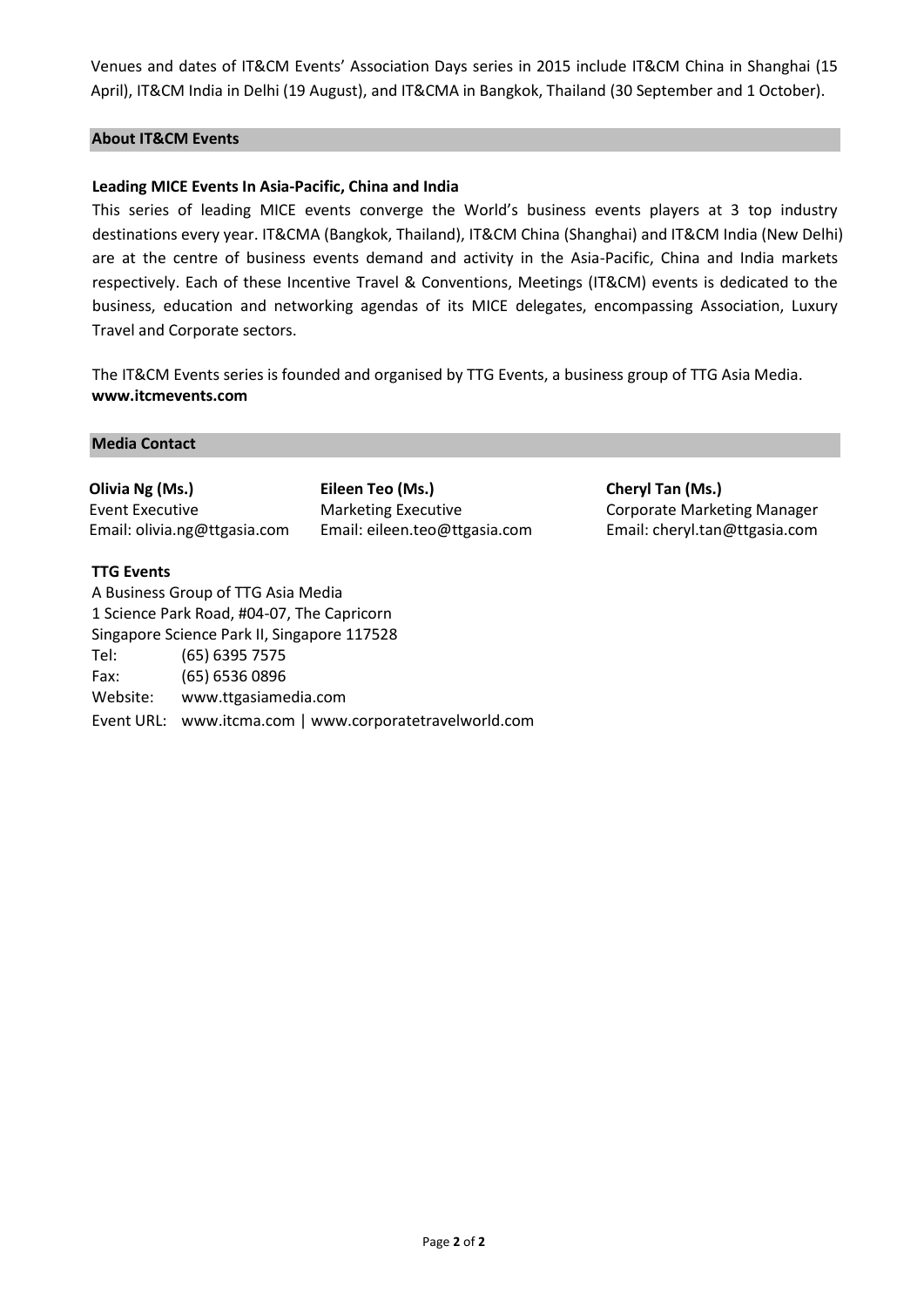Venues and dates of IT&CM Events' Association Days series in 2015 include IT&CM China in Shanghai (15 April), IT&CM India in Delhi (19 August), and IT&CMA in Bangkok, Thailand (30 September and 1 October).

## About IT&CM Events

**Leading MICE Events In Asia-Pacific, China and India**

This series of leading MICE events converge the World's business events players at 3 top industry destinations every year. IT&CMA (Bangkok, Thailand), IT&CM China (Shanghai) and IT&CM India (New Delhi) are at the centre of business events demand and activity in the Asia-Pacific, China and India markets respectively. Each of these Incentive Travel & Conventions, Meetings (IT&CM) events is dedicated to the business, education and networking agendas of its MICE delegates, encompassing Association, Luxury Travel and Corporate sectors.

The IT&CM Events series is founded and organised by TTG Events, a business group of TTG Asia Media.
**www.itcmevents.com**

## Media Contact

**Olivia Ng (Ms.)**
Event Executive
Email: olivia.ng@ttgasia.com

**Eileen Teo (Ms.)**
Marketing Executive
Email: eileen.teo@ttgasia.com

**Cheryl Tan (Ms.)**
Corporate Marketing Manager
Email: cheryl.tan@ttgasia.com

**TTG Events**
A Business Group of TTG Asia Media
1 Science Park Road, #04-07, The Capricorn
Singapore Science Park II, Singapore 117528
Tel: (65) 6395 7575
Fax: (65) 6536 0896
Website: www.ttgasiamedia.com
Event URL: www.itcma.com | www.corporatetravelworld.com